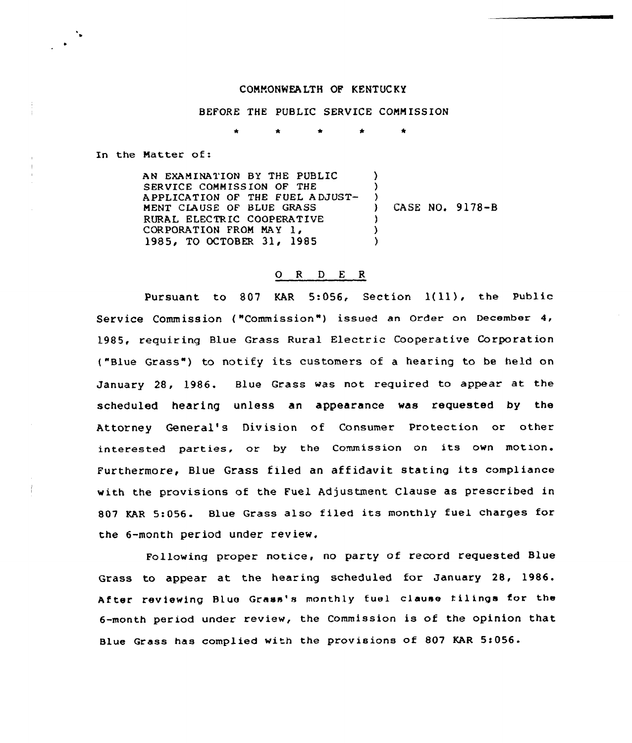COMMONWEALTH OF KENTUCKY

BEFORE THE PUBLIC SERVICE COMMISSION

\* \* \* \* \*

In the Matter of:

| | | |
|---|---|---|
| AN EXAMINATION BY THE PUBLIC SERVICE COMMISSION OF THE APPLICATION OF THE FUEL ADJUSTMENT CLAUSE OF BLUE GRASS RURAL ELECTRIC COOPERATIVE CORPORATION FROM MAY 1, 1985, TO OCTOBER 31, 1985 | ) | CASE NO. 9178-B |

## O R D E R

Pursuant to 807 KAR 5:056, Section 1(11), the Public Service Commission ("Commission") issued an Order on December 4, 1985, requiring Blue Grass Rural Electric Cooperative Corporation ("Blue Grass") to notify its customers of a hearing to be held on January 28, 1986. Blue Grass was not required to appear at the scheduled hearing unless an appearance was requested by the Attorney General's Division of Consumer Protection or other interested parties, or by the Commission on its own motion. Furthermore, Blue Grass filed an affidavit stating its compliance with the provisions of the Fuel Adjustment Clause as prescribed in 807 KAR 5:056. Blue Grass also filed its monthly fuel charges for the 6-month period under review.

Following proper notice, no party of record requested Blue Grass to appear at the hearing scheduled for January 28, 1986. After reviewing Blue Grass's monthly fuel clause filings for the 6-month period under review, the Commission is of the opinion that Blue Grass has complied with the provisions of 807 KAR 5:056.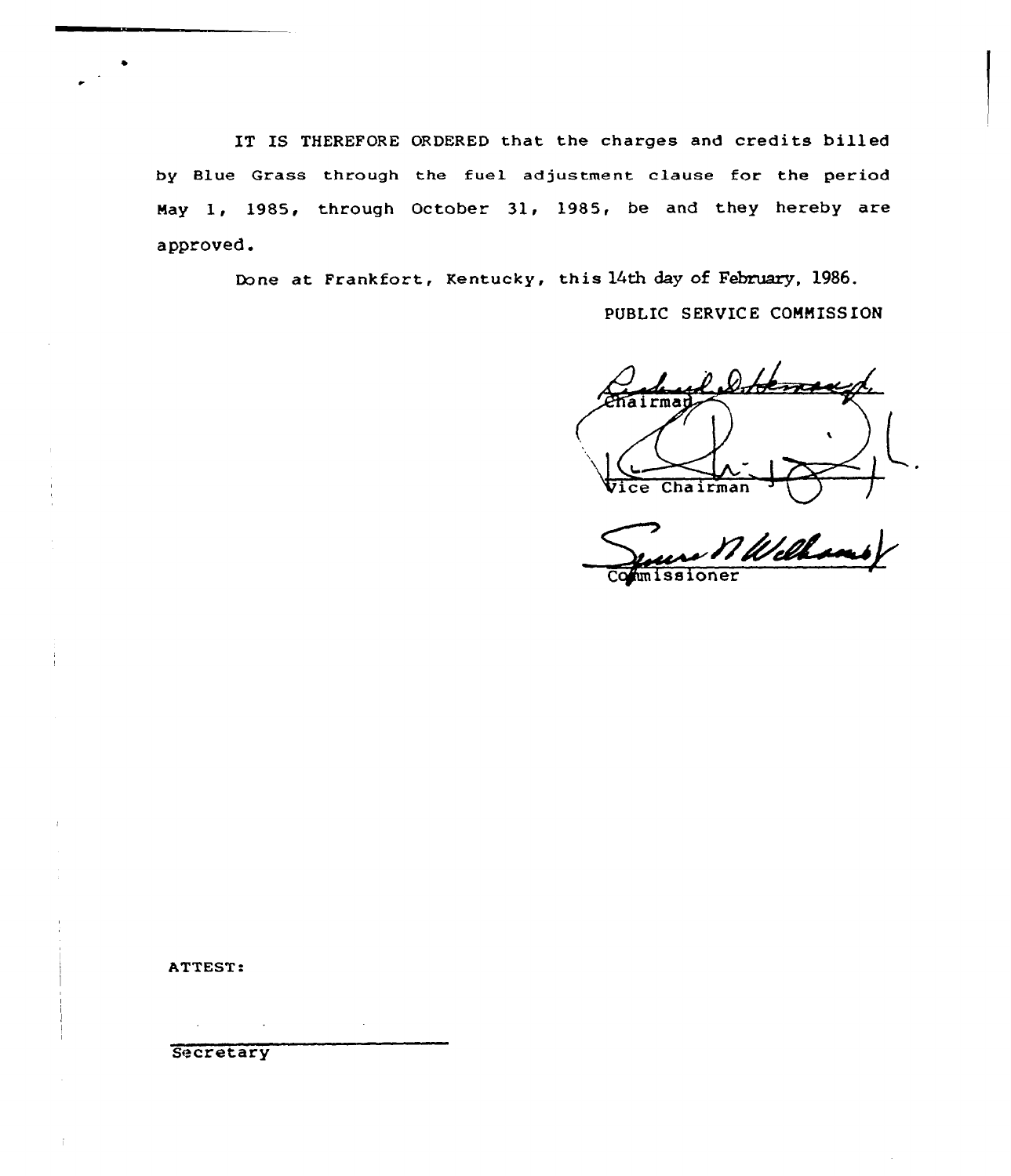IT IS THEREFORE ORDERED that the charges and credits billed by Blue Grass through the fuel adjustment clause for the period May 1, 1985, through October 31, 1985, be and they hereby are approved.

Done at Frankfort, Kentucky, this 14th day of February, 1986.

PUBLIC SERVICE COMMISSION

Chairman

Vice Chairman

Commissioner

ATTEST:

Secretary